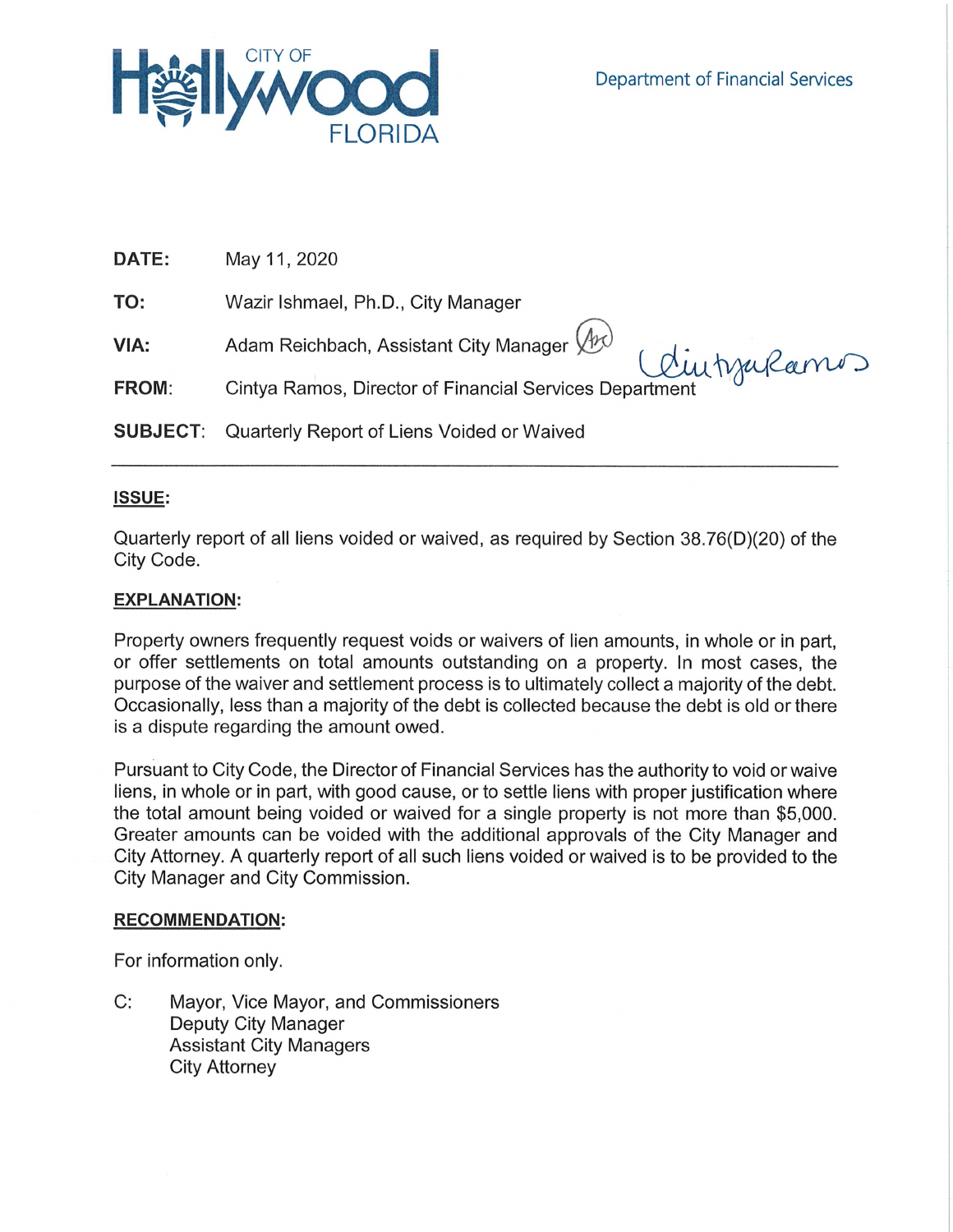CITY OF Hollywood FLORIDA

Department of Financial Services

**DATE:** May 11, 2020

**TO:** Wazir Ishmael, Ph.D., City Manager

**VIA:** Adam Reichbach, Assistant City Manager

**FROM:** Cintya Ramos, Director of Financial Services Department

**SUBJECT:** Quarterly Report of Liens Voided or Waived

---

**ISSUE:**

Quarterly report of all liens voided or waived, as required by Section 38.76(D)(20) of the City Code.

**EXPLANATION:**

Property owners frequently request voids or waivers of lien amounts, in whole or in part, or offer settlements on total amounts outstanding on a property. In most cases, the purpose of the waiver and settlement process is to ultimately collect a majority of the debt. Occasionally, less than a majority of the debt is collected because the debt is old or there is a dispute regarding the amount owed.

Pursuant to City Code, the Director of Financial Services has the authority to void or waive liens, in whole or in part, with good cause, or to settle liens with proper justification where the total amount being voided or waived for a single property is not more than $5,000. Greater amounts can be voided with the additional approvals of the City Manager and City Attorney. A quarterly report of all such liens voided or waived is to be provided to the City Manager and City Commission.

**RECOMMENDATION:**

For information only.

C: Mayor, Vice Mayor, and Commissioners
Deputy City Manager
Assistant City Managers
City Attorney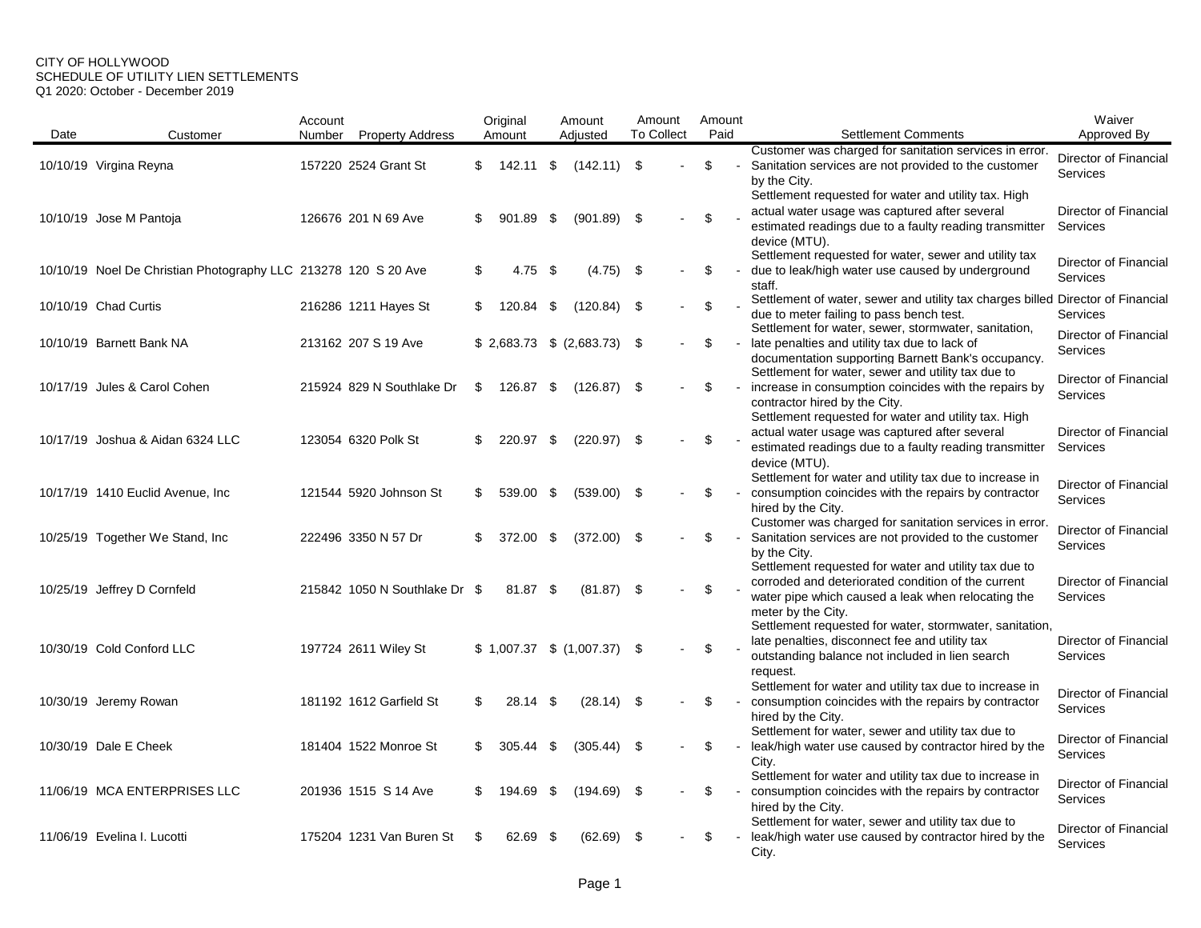CITY OF HOLLYWOOD
SCHEDULE OF UTILITY LIEN SETTLEMENTS
Q1 2020: October - December 2019

| Date | Customer | Account Number | Property Address | Original Amount | Amount Adjusted | Amount To Collect | Amount Paid | Settlement Comments | Waiver Approved By |
|---|---|---|---|---|---|---|---|---|---|
| 10/10/19 | Virgina Reyna | 157220 | 2524 Grant St | $ 142.11 | $ (142.11) | $ - | $ - | Customer was charged for sanitation services in error. Sanitation services are not provided to the customer by the City. | Director of Financial Services |
| 10/10/19 | Jose M Pantoja | 126676 | 201 N 69 Ave | $ 901.89 | $ (901.89) | $ - | $ - | Settlement requested for water and utility tax. High actual water usage was captured after several estimated readings due to a faulty reading transmitter device (MTU). | Director of Financial Services |
| 10/10/19 | Noel De Christian Photography LLC | 213278 | 120 S 20 Ave | $ 4.75 | $ (4.75) | $ - | $ - | Settlement requested for water, sewer and utility tax due to leak/high water use caused by underground staff. | Director of Financial Services |
| 10/10/19 | Chad Curtis | 216286 | 1211 Hayes St | $ 120.84 | $ (120.84) | $ - | $ - | Settlement of water, sewer and utility tax charges billed due to meter failing to pass bench test. | Director of Financial Services |
| 10/10/19 | Barnett Bank NA | 213162 | 207 S 19 Ave | $ 2,683.73 | $ (2,683.73) | $ - | $ - | Settlement for water, sewer, stormwater, sanitation, late penalties and utility tax due to lack of documentation supporting Barnett Bank's occupancy. | Director of Financial Services |
| 10/17/19 | Jules & Carol Cohen | 215924 | 829 N Southlake Dr | $ 126.87 | $ (126.87) | $ - | $ - | Settlement for water, sewer and utility tax due to increase in consumption coincides with the repairs by contractor hired by the City. | Director of Financial Services |
| 10/17/19 | Joshua & Aidan 6324 LLC | 123054 | 6320 Polk St | $ 220.97 | $ (220.97) | $ - | $ - | Settlement requested for water and utility tax. High actual water usage was captured after several estimated readings due to a faulty reading transmitter device (MTU). | Director of Financial Services |
| 10/17/19 | 1410 Euclid Avenue, Inc | 121544 | 5920 Johnson St | $ 539.00 | $ (539.00) | $ - | $ - | Settlement for water and utility tax due to increase in consumption coincides with the repairs by contractor hired by the City. | Director of Financial Services |
| 10/25/19 | Together We Stand, Inc | 222496 | 3350 N 57 Dr | $ 372.00 | $ (372.00) | $ - | $ - | Customer was charged for sanitation services in error. Sanitation services are not provided to the customer by the City. | Director of Financial Services |
| 10/25/19 | Jeffrey D Cornfeld | 215842 | 1050 N Southlake Dr | $ 81.87 | $ (81.87) | $ - | $ - | Settlement requested for water and utility tax due to corroded and deteriorated condition of the current water pipe which caused a leak when relocating the meter by the City. | Director of Financial Services |
| 10/30/19 | Cold Conford LLC | 197724 | 2611 Wiley St | $ 1,007.37 | $ (1,007.37) | $ - | $ - | Settlement requested for water, stormwater, sanitation, late penalties, disconnect fee and utility tax outstanding balance not included in lien search request. | Director of Financial Services |
| 10/30/19 | Jeremy Rowan | 181192 | 1612 Garfield St | $ 28.14 | $ (28.14) | $ - | $ - | Settlement for water and utility tax due to increase in consumption coincides with the repairs by contractor hired by the City. | Director of Financial Services |
| 10/30/19 | Dale E Cheek | 181404 | 1522 Monroe St | $ 305.44 | $ (305.44) | $ - | $ - | Settlement for water, sewer and utility tax due to leak/high water use caused by contractor hired by the City. | Director of Financial Services |
| 11/06/19 | MCA ENTERPRISES LLC | 201936 | 1515 S 14 Ave | $ 194.69 | $ (194.69) | $ - | $ - | Settlement for water and utility tax due to increase in consumption coincides with the repairs by contractor hired by the City. | Director of Financial Services |
| 11/06/19 | Evelina I. Lucotti | 175204 | 1231 Van Buren St | $ 62.69 | $ (62.69) | $ - | $ - | Settlement for water, sewer and utility tax due to leak/high water use caused by contractor hired by the City. | Director of Financial Services |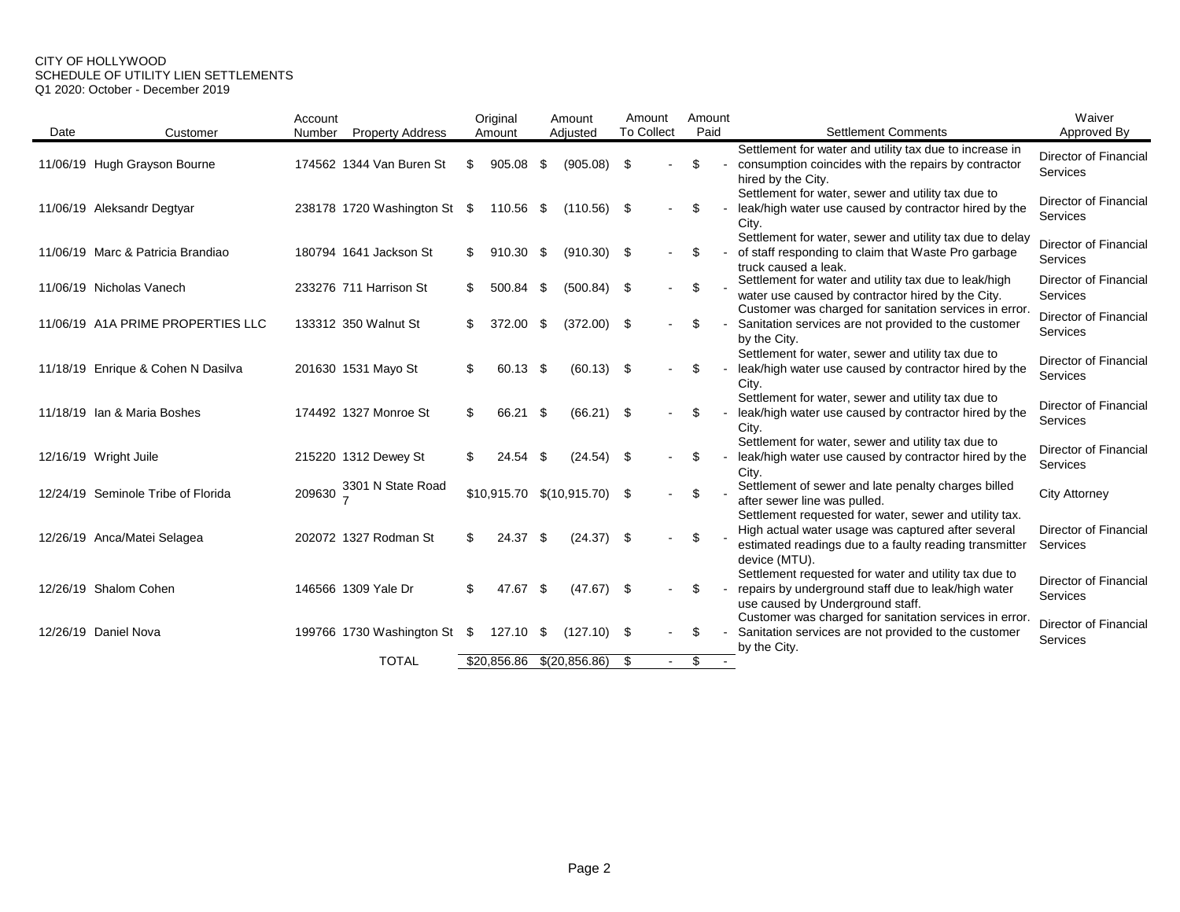CITY OF HOLLYWOOD
SCHEDULE OF UTILITY LIEN SETTLEMENTS
Q1 2020: October - December 2019

| Date | Customer | Account Number | Property Address | Original Amount | Amount Adjusted | Amount To Collect | Amount Paid | Settlement Comments | Waiver Approved By |
|---|---|---|---|---|---|---|---|---|---|
| 11/06/19 | Hugh Grayson Bourne | 174562 | 1344 Van Buren St | $ 905.08 | $ (905.08) | $ - | $ - | Settlement for water and utility tax due to increase in consumption coincides with the repairs by contractor hired by the City. | Director of Financial Services |
| 11/06/19 | Aleksandr Degtyar | 238178 | 1720 Washington St | $ 110.56 | $ (110.56) | $ - | $ - | Settlement for water, sewer and utility tax due to leak/high water use caused by contractor hired by the City. | Director of Financial Services |
| 11/06/19 | Marc & Patricia Brandiao | 180794 | 1641 Jackson St | $ 910.30 | $ (910.30) | $ - | $ - | Settlement for water, sewer and utility tax due to delay of staff responding to claim that Waste Pro garbage truck caused a leak. | Director of Financial Services |
| 11/06/19 | Nicholas Vanech | 233276 | 711 Harrison St | $ 500.84 | $ (500.84) | $ - | $ - | Settlement for water and utility tax due to leak/high water use caused by contractor hired by the City. | Director of Financial Services |
| 11/06/19 | A1A PRIME PROPERTIES LLC | 133312 | 350 Walnut St | $ 372.00 | $ (372.00) | $ - | $ - | Customer was charged for sanitation services in error. Sanitation services are not provided to the customer by the City. | Director of Financial Services |
| 11/18/19 | Enrique & Cohen N Dasilva | 201630 | 1531 Mayo St | $ 60.13 | $ (60.13) | $ - | $ - | Settlement for water, sewer and utility tax due to leak/high water use caused by contractor hired by the City. | Director of Financial Services |
| 11/18/19 | Ian & Maria Boshes | 174492 | 1327 Monroe St | $ 66.21 | $ (66.21) | $ - | $ - | Settlement for water, sewer and utility tax due to leak/high water use caused by contractor hired by the City. | Director of Financial Services |
| 12/16/19 | Wright Juile | 215220 | 1312 Dewey St | $ 24.54 | $ (24.54) | $ - | $ - | Settlement for water, sewer and utility tax due to leak/high water use caused by contractor hired by the City. | Director of Financial Services |
| 12/24/19 | Seminole Tribe of Florida | 209630 | 3301 N State Road 7 | $10,915.70 | $(10,915.70) | $ - | $ - | Settlement of sewer and late penalty charges billed after sewer line was pulled. | City Attorney |
| 12/26/19 | Anca/Matei Selagea | 202072 | 1327 Rodman St | $ 24.37 | $ (24.37) | $ - | $ - | Settlement requested for water, sewer and utility tax. High actual water usage was captured after several estimated readings due to a faulty reading transmitter device (MTU). | Director of Financial Services |
| 12/26/19 | Shalom Cohen | 146566 | 1309 Yale Dr | $ 47.67 | $ (47.67) | $ - | $ - | Settlement requested for water and utility tax due to repairs by underground staff due to leak/high water use caused by Underground staff. | Director of Financial Services |
| 12/26/19 | Daniel Nova | 199766 | 1730 Washington St | $ 127.10 | $ (127.10) | $ - | $ - | Customer was charged for sanitation services in error. Sanitation services are not provided to the customer by the City. | Director of Financial Services |
| | | | TOTAL | $20,856.86 | $(20,856.86) | $ - | $ - | | |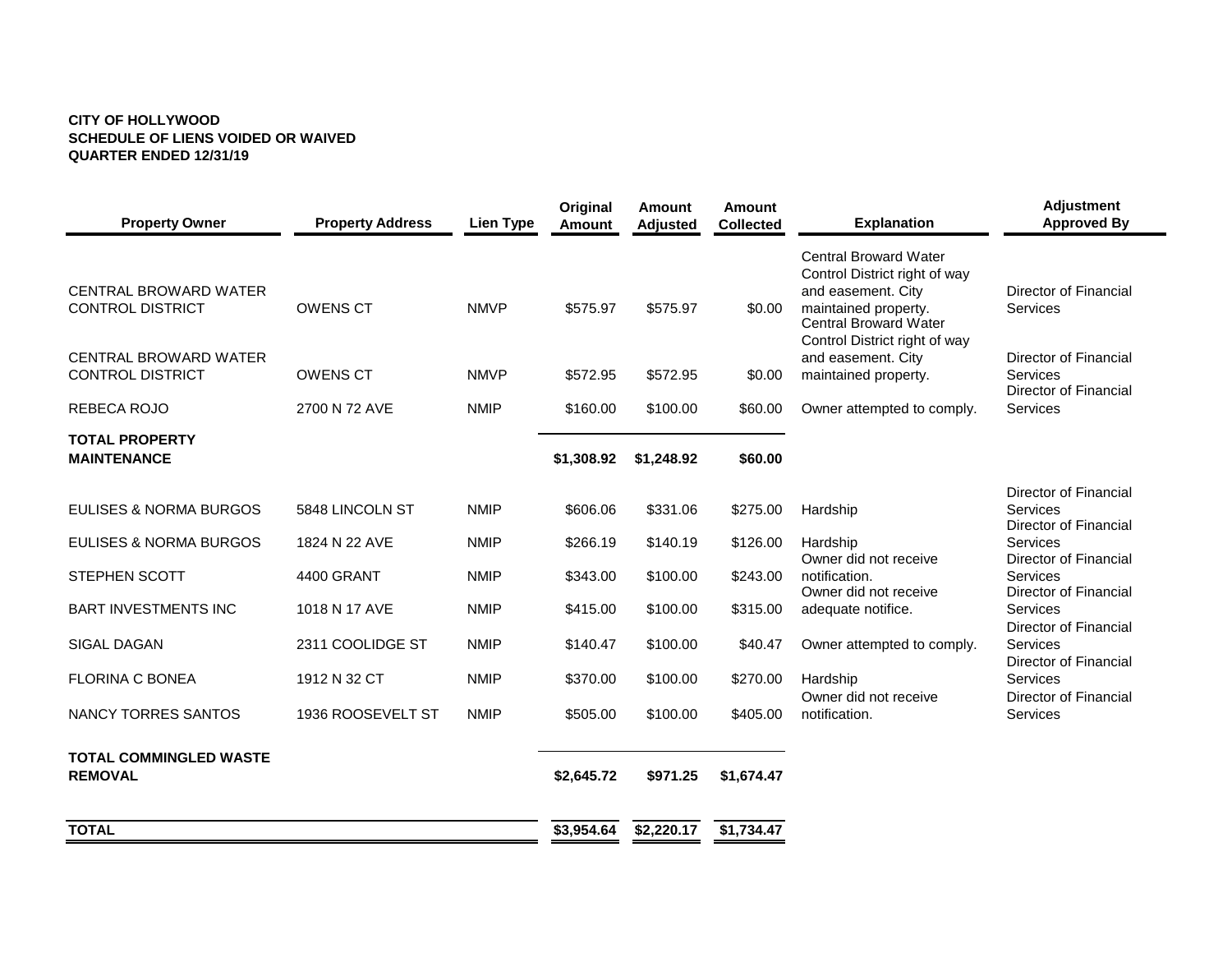**CITY OF HOLLYWOOD**
**SCHEDULE OF LIENS VOIDED OR WAIVED**
**QUARTER ENDED 12/31/19**

| Property Owner | Property Address | Lien Type | Original Amount | Amount Adjusted | Amount Collected | Explanation | Adjustment Approved By |
|---|---|---|---|---|---|---|---|
| CENTRAL BROWARD WATER CONTROL DISTRICT | OWENS CT | NMVP | $575.97 | $575.97 | $0.00 | Central Broward Water Control District right of way and easement. City maintained property. | Director of Financial Services |
| CENTRAL BROWARD WATER CONTROL DISTRICT | OWENS CT | NMVP | $572.95 | $572.95 | $0.00 | Central Broward Water Control District right of way and easement. City maintained property. | Director of Financial Services |
| REBECA ROJO | 2700 N 72 AVE | NMIP | $160.00 | $100.00 | $60.00 | Owner attempted to comply. | Director of Financial Services |
| **TOTAL PROPERTY MAINTENANCE** | | | **$1,308.92** | **$1,248.92** | **$60.00** | | |
| EULISES & NORMA BURGOS | 5848 LINCOLN ST | NMIP | $606.06 | $331.06 | $275.00 | Hardship | Director of Financial Services |
| EULISES & NORMA BURGOS | 1824 N 22 AVE | NMIP | $266.19 | $140.19 | $126.00 | Hardship | Director of Financial Services |
| STEPHEN SCOTT | 4400 GRANT | NMIP | $343.00 | $100.00 | $243.00 | Owner did not receive notification. | Director of Financial Services |
| BART INVESTMENTS INC | 1018 N 17 AVE | NMIP | $415.00 | $100.00 | $315.00 | Owner did not receive adequate notifice. | Director of Financial Services |
| SIGAL DAGAN | 2311 COOLIDGE ST | NMIP | $140.47 | $100.00 | $40.47 | Owner attempted to comply. | Director of Financial Services |
| FLORINA C BONEA | 1912 N 32 CT | NMIP | $370.00 | $100.00 | $270.00 | Hardship | Director of Financial Services |
| NANCY TORRES SANTOS | 1936 ROOSEVELT ST | NMIP | $505.00 | $100.00 | $405.00 | Owner did not receive notification. | Director of Financial Services |
| **TOTAL COMMINGLED WASTE REMOVAL** | | | **$2,645.72** | **$971.25** | **$1,674.47** | | |
| **TOTAL** | | | **$3,954.64** | **$2,220.17** | **$1,734.47** | | |